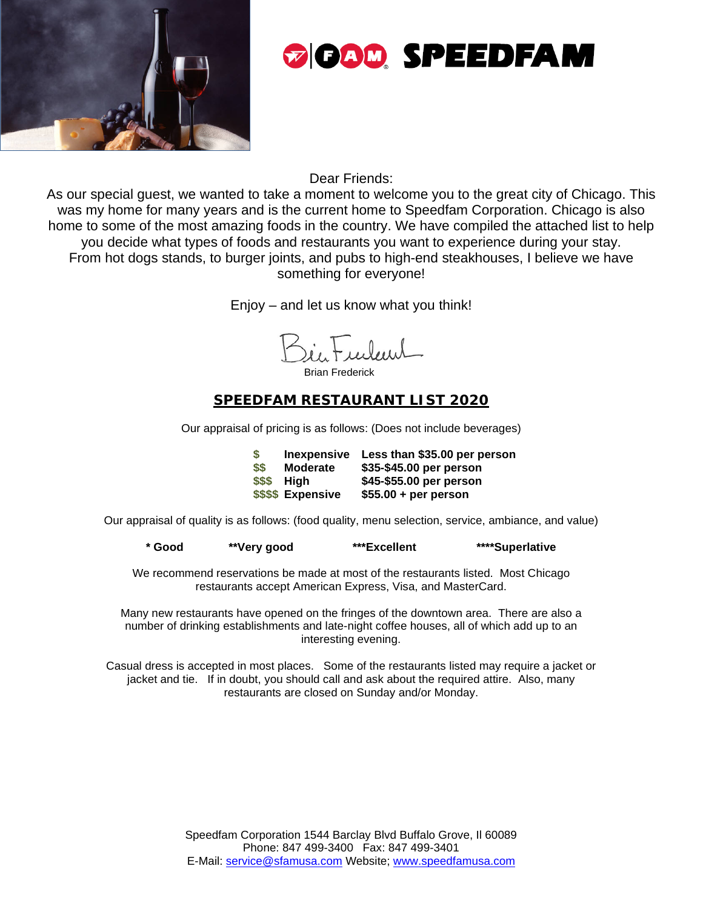Dear Friends:

As our special guest, we wanted to take a moment to welcome you to the great city of Chicago. This was my home for many years and is the current home to Speedfam Corporation. Chicago is also home to some of the most amazing foods in the country. We have compiled the attached list to help you decide what types of foods and restaurants you want to experience during your stay. From hot dogs stands, to burger joints, and pubs to high-end steakhouses, I believe we have something for everyone!

Enjoy – and let us know what you think!

Brian Frederick

## SPEEDFAM RESTAURANT LIST 2020

Our appraisal of pricing is as follows: (Does not include beverages)

| | | |
|---|---|---|
| **$** | **Inexpensive** | **Less than $35.00 per person** |
| **$$** | **Moderate** | **$35-$45.00 per person** |
| **$$$** | **High** | **$45-$55.00 per person** |
| **$$$$** | **Expensive** | **$55.00 + per person** |

Our appraisal of quality is as follows: (food quality, menu selection, service, ambiance, and value)

**\* Good** **\*\*Very good** **\*\*\*Excellent** **\*\*\*\*Superlative**

We recommend reservations be made at most of the restaurants listed. Most Chicago restaurants accept American Express, Visa, and MasterCard.

Many new restaurants have opened on the fringes of the downtown area. There are also a number of drinking establishments and late-night coffee houses, all of which add up to an interesting evening.

Casual dress is accepted in most places. Some of the restaurants listed may require a jacket or jacket and tie. If in doubt, you should call and ask about the required attire. Also, many restaurants are closed on Sunday and/or Monday.

Speedfam Corporation 1544 Barclay Blvd Buffalo Grove, Il 60089
Phone: 847 499-3400 Fax: 847 499-3401
E-Mail: service@sfamusa.com Website; www.speedfamusa.com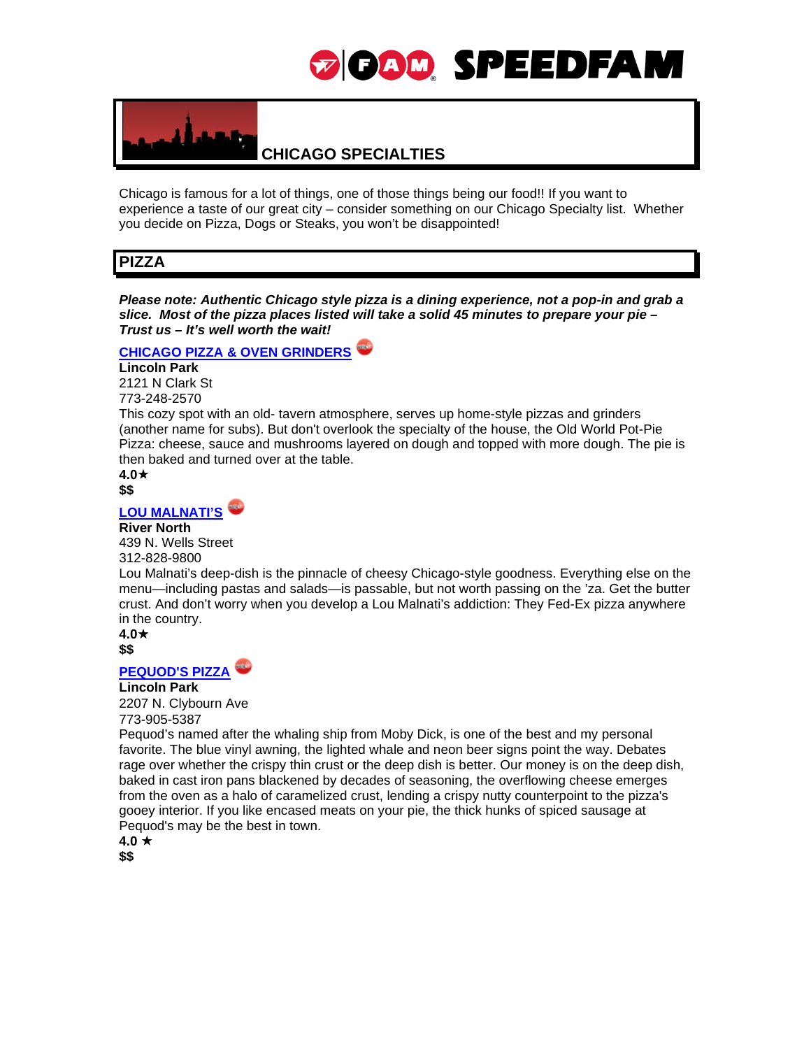## CHICAGO SPECIALTIES

Chicago is famous for a lot of things, one of those things being our food!! If you want to experience a taste of our great city – consider something on our Chicago Specialty list. Whether you decide on Pizza, Dogs or Steaks, you won't be disappointed!

## PIZZA

***Please note: Authentic Chicago style pizza is a dining experience, not a pop-in and grab a slice. Most of the pizza places listed will take a solid 45 minutes to prepare your pie – Trust us – It's well worth the wait!***

### CHICAGO PIZZA & OVEN GRINDERS

**Lincoln Park**
2121 N Clark St
773-248-2570
This cozy spot with an old- tavern atmosphere, serves up home-style pizzas and grinders (another name for subs). But don't overlook the specialty of the house, the Old World Pot-Pie Pizza: cheese, sauce and mushrooms layered on dough and topped with more dough. The pie is then baked and turned over at the table.
**4.0★**
**$$**

### LOU MALNATI'S

**River North**
439 N. Wells Street
312-828-9800
Lou Malnati's deep-dish is the pinnacle of cheesy Chicago-style goodness. Everything else on the menu—including pastas and salads—is passable, but not worth passing on the 'za. Get the butter crust. And don't worry when you develop a Lou Malnati's addiction: They Fed-Ex pizza anywhere in the country.
**4.0★**
**$$**

### PEQUOD'S PIZZA

**Lincoln Park**
2207 N. Clybourn Ave
773-905-5387
Pequod's named after the whaling ship from Moby Dick, is one of the best and my personal favorite. The blue vinyl awning, the lighted whale and neon beer signs point the way. Debates rage over whether the crispy thin crust or the deep dish is better. Our money is on the deep dish, baked in cast iron pans blackened by decades of seasoning, the overflowing cheese emerges from the oven as a halo of caramelized crust, lending a crispy nutty counterpoint to the pizza's gooey interior. If you like encased meats on your pie, the thick hunks of spiced sausage at Pequod's may be the best in town.
**4.0 ★**
**$$**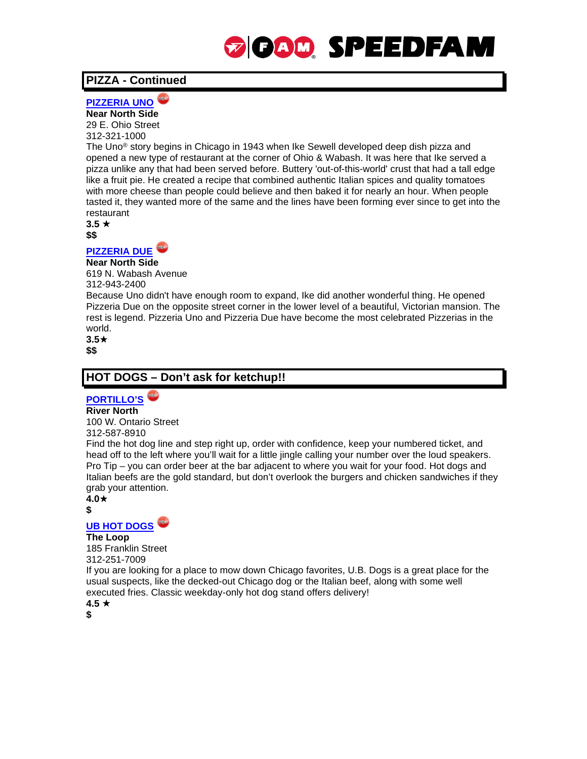## PIZZA - Continued

**PIZZERIA UNO**
**Near North Side**
29 E. Ohio Street
312-321-1000
The Uno® story begins in Chicago in 1943 when Ike Sewell developed deep dish pizza and opened a new type of restaurant at the corner of Ohio & Wabash. It was here that Ike served a pizza unlike any that had been served before. Buttery 'out-of-this-world' crust that had a tall edge like a fruit pie. He created a recipe that combined authentic Italian spices and quality tomatoes with more cheese than people could believe and then baked it for nearly an hour. When people tasted it, they wanted more of the same and the lines have been forming ever since to get into the restaurant
**3.5 ★**
**$$**

**PIZZERIA DUE**
**Near North Side**
619 N. Wabash Avenue
312-943-2400
Because Uno didn't have enough room to expand, Ike did another wonderful thing. He opened Pizzeria Due on the opposite street corner in the lower level of a beautiful, Victorian mansion. The rest is legend. Pizzeria Uno and Pizzeria Due have become the most celebrated Pizzerias in the world.
**3.5★**
**$$**

## HOT DOGS – Don't ask for ketchup!!

**PORTILLO'S**
**River North**
100 W. Ontario Street
312-587-8910
Find the hot dog line and step right up, order with confidence, keep your numbered ticket, and head off to the left where you'll wait for a little jingle calling your number over the loud speakers. Pro Tip – you can order beer at the bar adjacent to where you wait for your food. Hot dogs and Italian beefs are the gold standard, but don't overlook the burgers and chicken sandwiches if they grab your attention.
**4.0★**
**$**

**UB HOT DOGS**
**The Loop**
185 Franklin Street
312-251-7009
If you are looking for a place to mow down Chicago favorites, U.B. Dogs is a great place for the usual suspects, like the decked-out Chicago dog or the Italian beef, along with some well executed fries. Classic weekday-only hot dog stand offers delivery!
**4.5 ★**
**$**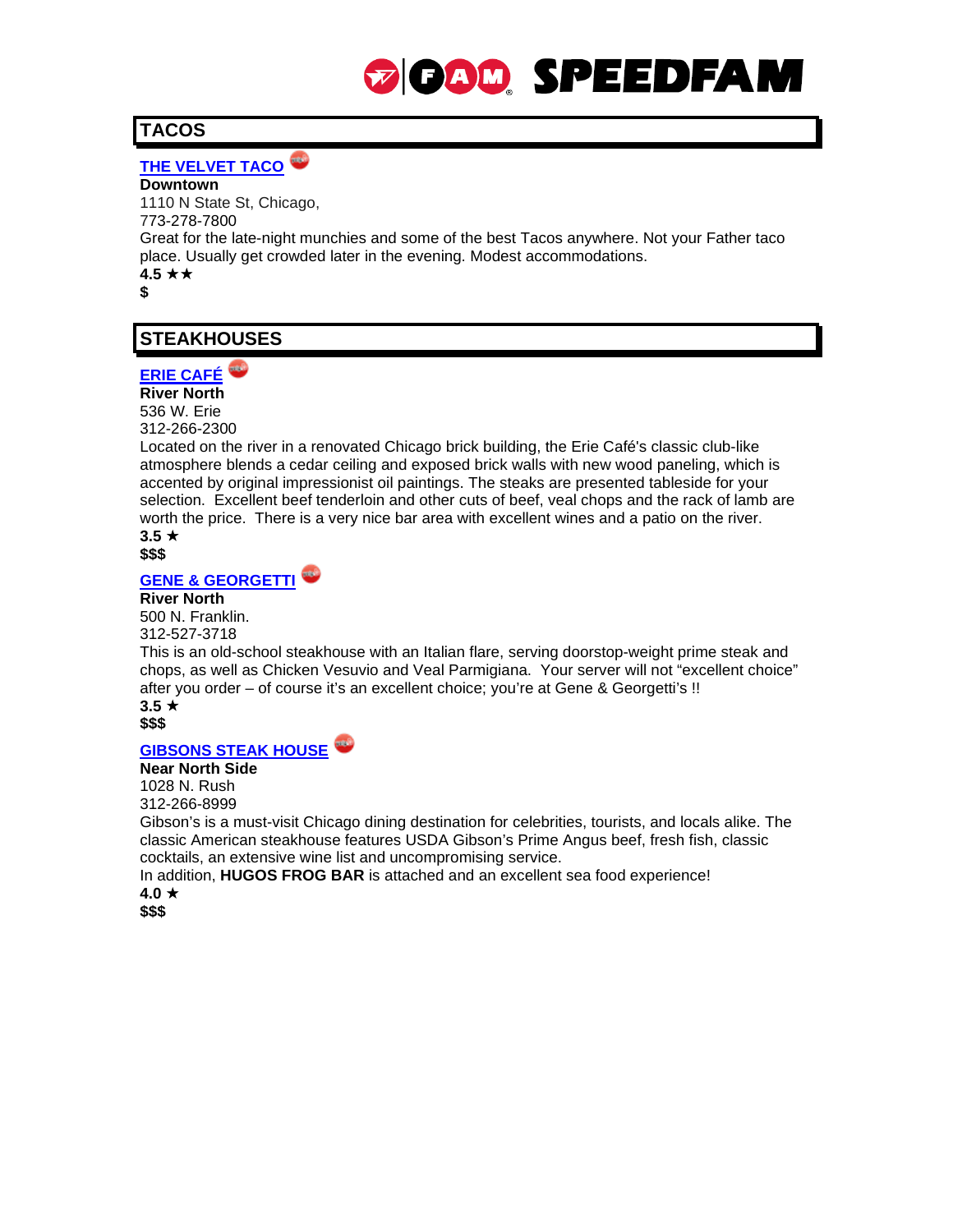## TACOS

**THE VELVET TACO**
**Downtown**
1110 N State St, Chicago,
773-278-7800
Great for the late-night munchies and some of the best Tacos anywhere. Not your Father taco place. Usually get crowded later in the evening. Modest accommodations.
**4.5 ★★**
**$**

## STEAKHOUSES

**ERIE CAFÉ**
**River North**
536 W. Erie
312-266-2300
Located on the river in a renovated Chicago brick building, the Erie Café's classic club-like atmosphere blends a cedar ceiling and exposed brick walls with new wood paneling, which is accented by original impressionist oil paintings. The steaks are presented tableside for your selection. Excellent beef tenderloin and other cuts of beef, veal chops and the rack of lamb are worth the price. There is a very nice bar area with excellent wines and a patio on the river.
**3.5 ★**
**$$$**

**GENE & GEORGETTI**
**River North**
500 N. Franklin.
312-527-3718
This is an old-school steakhouse with an Italian flare, serving doorstop-weight prime steak and chops, as well as Chicken Vesuvio and Veal Parmigiana. Your server will not "excellent choice" after you order – of course it's an excellent choice; you're at Gene & Georgetti's !!
**3.5 ★**
**$$$**

**GIBSONS STEAK HOUSE**
**Near North Side**
1028 N. Rush
312-266-8999
Gibson's is a must-visit Chicago dining destination for celebrities, tourists, and locals alike. The classic American steakhouse features USDA Gibson's Prime Angus beef, fresh fish, classic cocktails, an extensive wine list and uncompromising service.
In addition, **HUGOS FROG BAR** is attached and an excellent sea food experience!
**4.0 ★**
**$$$**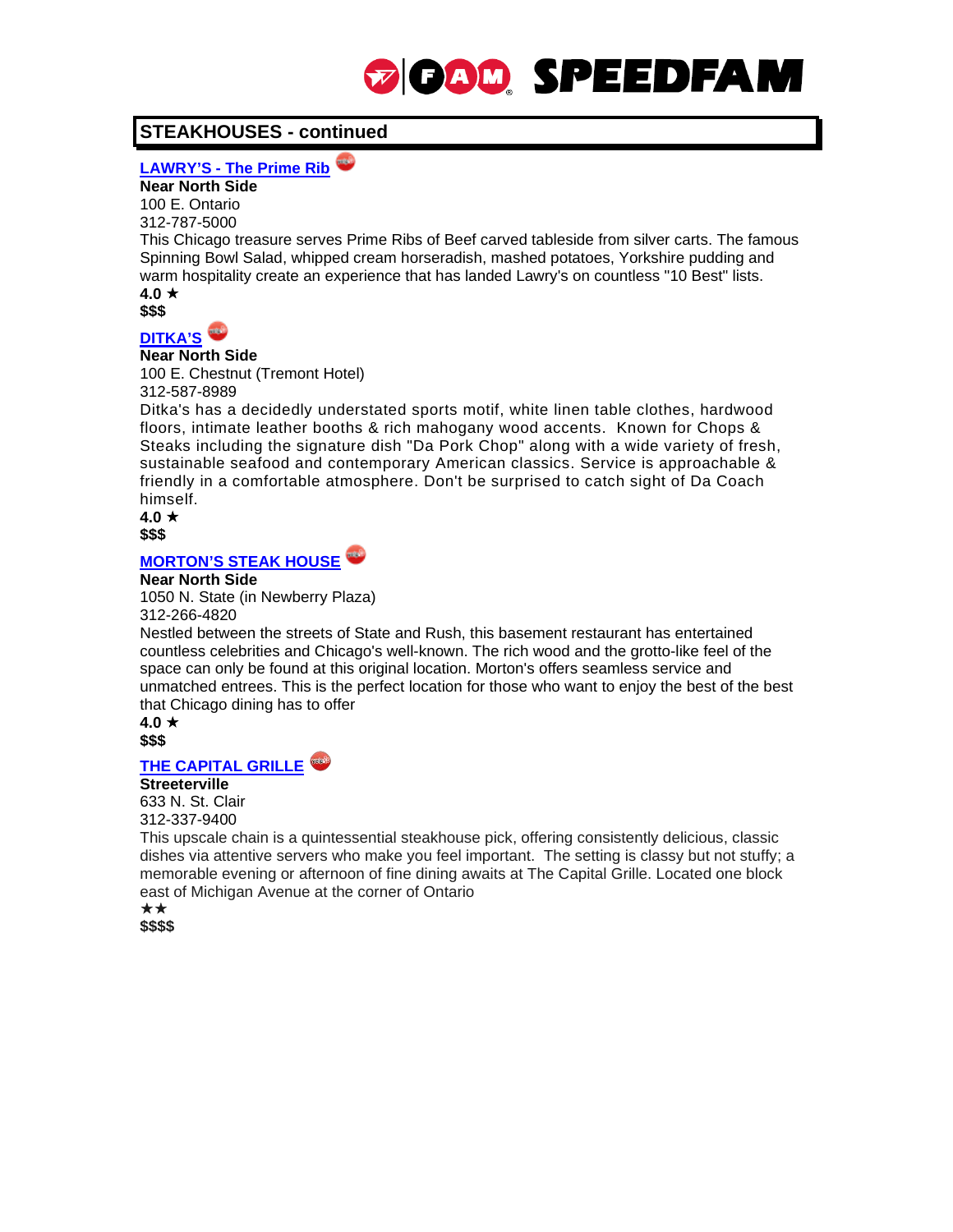## STEAKHOUSES - continued

**LAWRY'S - The Prime Rib**
**Near North Side**
100 E. Ontario
312-787-5000
This Chicago treasure serves Prime Ribs of Beef carved tableside from silver carts. The famous Spinning Bowl Salad, whipped cream horseradish, mashed potatoes, Yorkshire pudding and warm hospitality create an experience that has landed Lawry's on countless "10 Best" lists.
**4.0 ★**
**$$$**

**DITKA'S**
**Near North Side**
100 E. Chestnut (Tremont Hotel)
312-587-8989
Ditka's has a decidedly understated sports motif, white linen table clothes, hardwood floors, intimate leather booths & rich mahogany wood accents. Known for Chops & Steaks including the signature dish "Da Pork Chop" along with a wide variety of fresh, sustainable seafood and contemporary American classics. Service is approachable & friendly in a comfortable atmosphere. Don't be surprised to catch sight of Da Coach himself.
**4.0 ★**
**$$$**

**MORTON'S STEAK HOUSE**
**Near North Side**
1050 N. State (in Newberry Plaza)
312-266-4820
Nestled between the streets of State and Rush, this basement restaurant has entertained countless celebrities and Chicago's well-known. The rich wood and the grotto-like feel of the space can only be found at this original location. Morton's offers seamless service and unmatched entrees. This is the perfect location for those who want to enjoy the best of the best that Chicago dining has to offer
**4.0 ★**
**$$$**

**THE CAPITAL GRILLE**
**Streeterville**
633 N. St. Clair
312-337-9400
This upscale chain is a quintessential steakhouse pick, offering consistently delicious, classic dishes via attentive servers who make you feel important. The setting is classy but not stuffy; a memorable evening or afternoon of fine dining awaits at The Capital Grille. Located one block east of Michigan Avenue at the corner of Ontario
★★
**$$$$**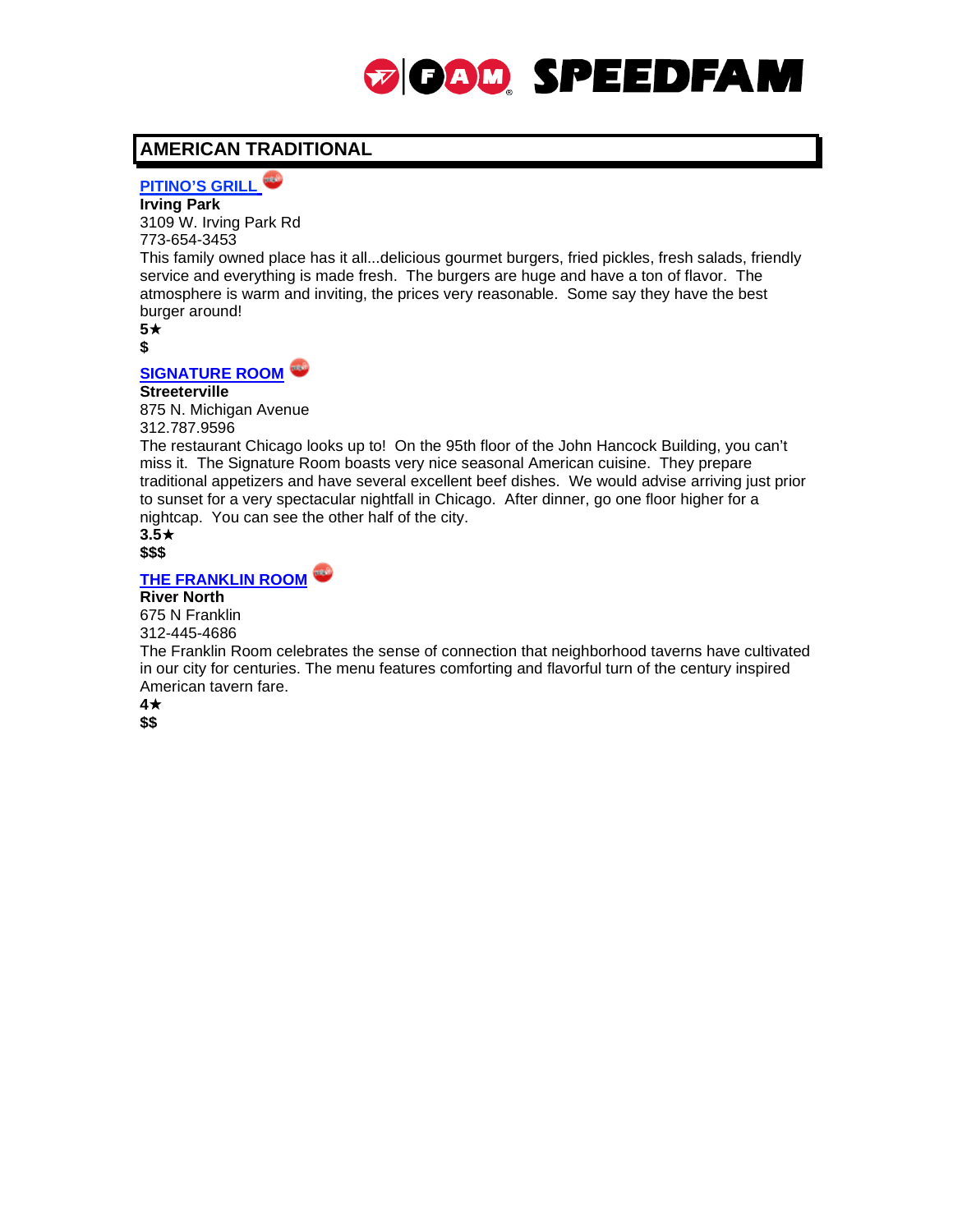## AMERICAN TRADITIONAL

**PITINO'S GRILL**
**Irving Park**
3109 W. Irving Park Rd
773-654-3453
This family owned place has it all...delicious gourmet burgers, fried pickles, fresh salads, friendly service and everything is made fresh. The burgers are huge and have a ton of flavor. The atmosphere is warm and inviting, the prices very reasonable. Some say they have the best burger around!
**5★**
**$**

**SIGNATURE ROOM**
**Streeterville**
875 N. Michigan Avenue
312.787.9596
The restaurant Chicago looks up to! On the 95th floor of the John Hancock Building, you can't miss it. The Signature Room boasts very nice seasonal American cuisine. They prepare traditional appetizers and have several excellent beef dishes. We would advise arriving just prior to sunset for a very spectacular nightfall in Chicago. After dinner, go one floor higher for a nightcap. You can see the other half of the city.
**3.5★**
**$$$**

**THE FRANKLIN ROOM**
**River North**
675 N Franklin
312-445-4686
The Franklin Room celebrates the sense of connection that neighborhood taverns have cultivated in our city for centuries. The menu features comforting and flavorful turn of the century inspired American tavern fare.
**4★**
**$$**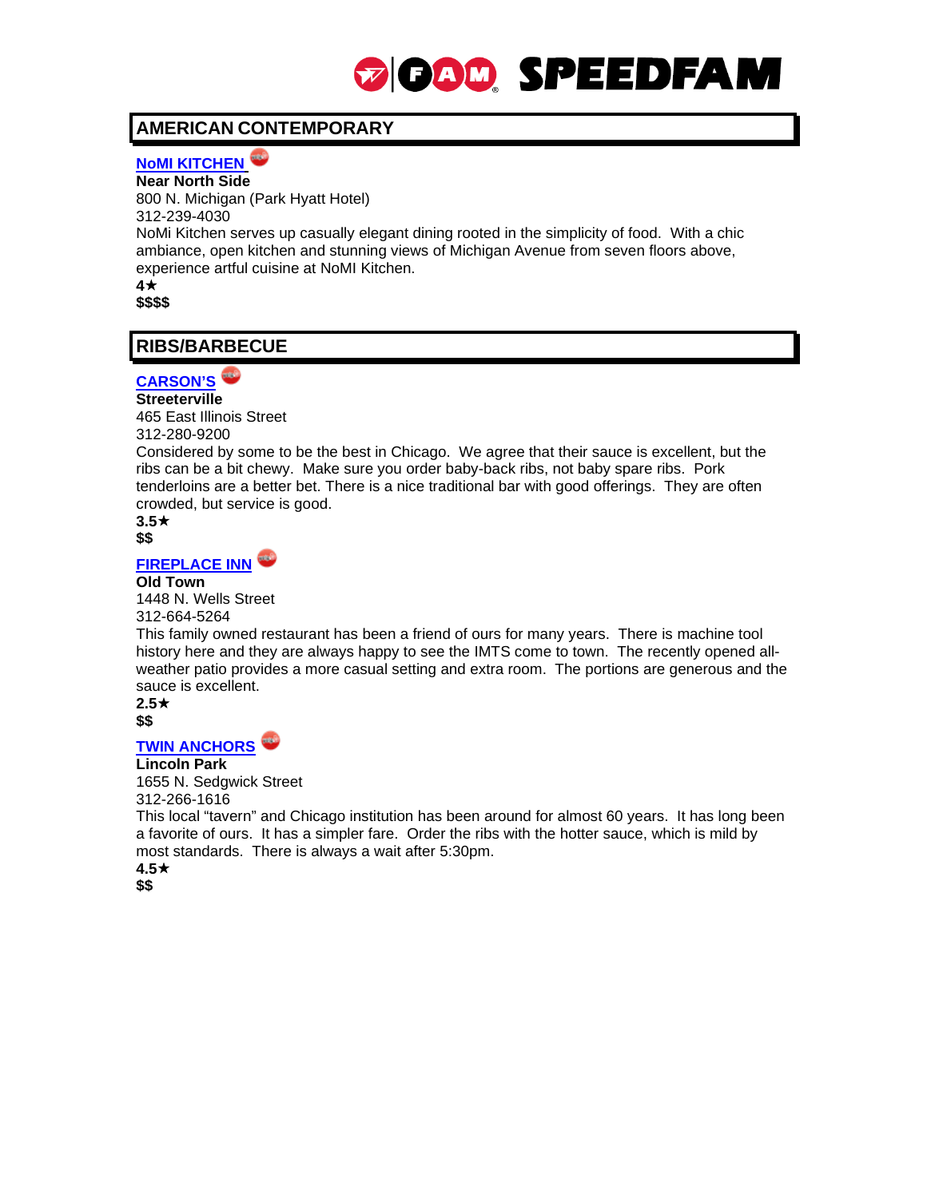## AMERICAN CONTEMPORARY

**NoMI KITCHEN**
**Near North Side**
800 N. Michigan (Park Hyatt Hotel)
312-239-4030
NoMi Kitchen serves up casually elegant dining rooted in the simplicity of food. With a chic ambiance, open kitchen and stunning views of Michigan Avenue from seven floors above, experience artful cuisine at NoMI Kitchen.
**4★**
**$$$$**

## RIBS/BARBECUE

**CARSON'S**
**Streeterville**
465 East Illinois Street
312-280-9200
Considered by some to be the best in Chicago. We agree that their sauce is excellent, but the ribs can be a bit chewy. Make sure you order baby-back ribs, not baby spare ribs. Pork tenderloins are a better bet. There is a nice traditional bar with good offerings. They are often crowded, but service is good.
**3.5★**
**$$**

**FIREPLACE INN**
**Old Town**
1448 N. Wells Street
312-664-5264
This family owned restaurant has been a friend of ours for many years. There is machine tool history here and they are always happy to see the IMTS come to town. The recently opened all-weather patio provides a more casual setting and extra room. The portions are generous and the sauce is excellent.
**2.5★**
**$$**

**TWIN ANCHORS**
**Lincoln Park**
1655 N. Sedgwick Street
312-266-1616
This local "tavern" and Chicago institution has been around for almost 60 years. It has long been a favorite of ours. It has a simpler fare. Order the ribs with the hotter sauce, which is mild by most standards. There is always a wait after 5:30pm.
**4.5★**
**$$**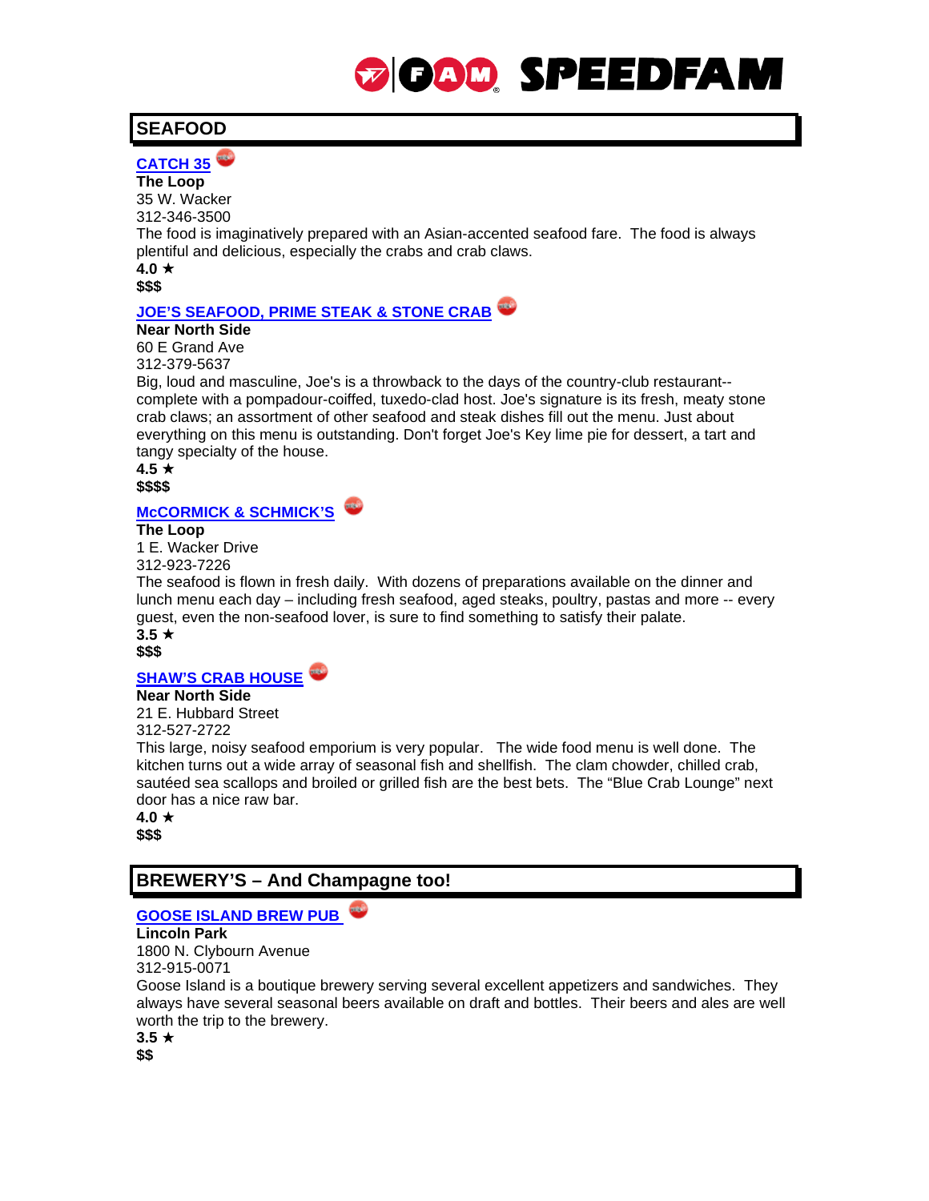## SEAFOOD

**CATCH 35**
**The Loop**
35 W. Wacker
312-346-3500
The food is imaginatively prepared with an Asian-accented seafood fare. The food is always plentiful and delicious, especially the crabs and crab claws.
**4.0 ★**
**$$$**

**JOE'S SEAFOOD, PRIME STEAK & STONE CRAB**
**Near North Side**
60 E Grand Ave
312-379-5637
Big, loud and masculine, Joe's is a throwback to the days of the country-club restaurant--complete with a pompadour-coiffed, tuxedo-clad host. Joe's signature is its fresh, meaty stone crab claws; an assortment of other seafood and steak dishes fill out the menu. Just about everything on this menu is outstanding. Don't forget Joe's Key lime pie for dessert, a tart and tangy specialty of the house.
**4.5 ★**
**$$$$**

**McCORMICK & SCHMICK'S**
**The Loop**
1 E. Wacker Drive
312-923-7226
The seafood is flown in fresh daily. With dozens of preparations available on the dinner and lunch menu each day – including fresh seafood, aged steaks, poultry, pastas and more -- every guest, even the non-seafood lover, is sure to find something to satisfy their palate.
**3.5 ★**
**$$$**

**SHAW'S CRAB HOUSE**
**Near North Side**
21 E. Hubbard Street
312-527-2722
This large, noisy seafood emporium is very popular. The wide food menu is well done. The kitchen turns out a wide array of seasonal fish and shellfish. The clam chowder, chilled crab, sautéed sea scallops and broiled or grilled fish are the best bets. The "Blue Crab Lounge" next door has a nice raw bar.
**4.0 ★**
**$$$**

## BREWERY'S – And Champagne too!

**GOOSE ISLAND BREW PUB**
**Lincoln Park**
1800 N. Clybourn Avenue
312-915-0071
Goose Island is a boutique brewery serving several excellent appetizers and sandwiches. They always have several seasonal beers available on draft and bottles. Their beers and ales are well worth the trip to the brewery.
**3.5 ★**
**$$**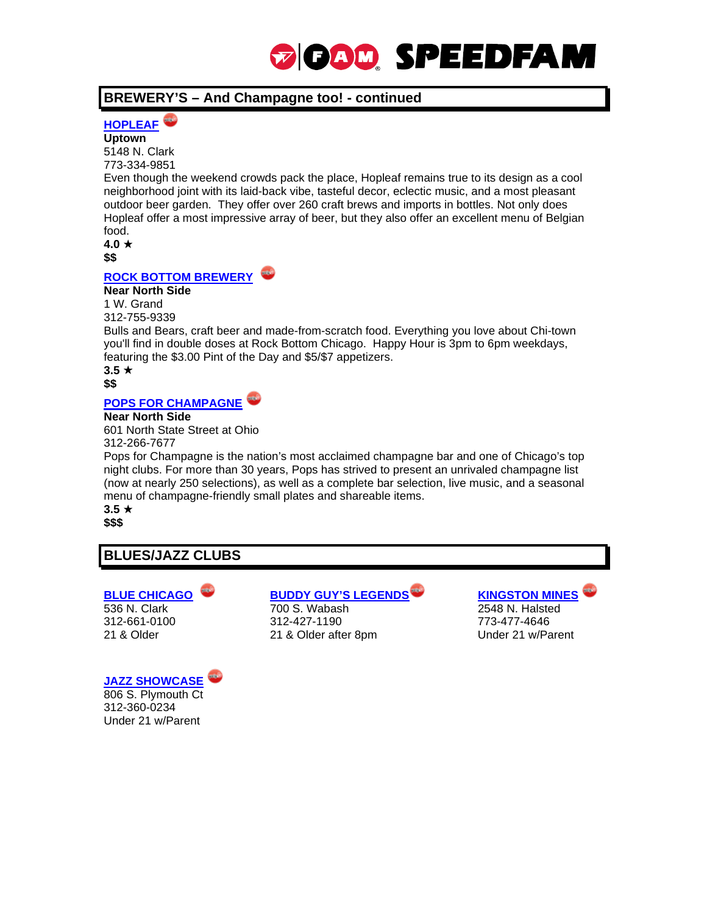## BREWERY'S – And Champagne too! - continued

**HOPLEAF**
**Uptown**
5148 N. Clark
773-334-9851
Even though the weekend crowds pack the place, Hopleaf remains true to its design as a cool neighborhood joint with its laid-back vibe, tasteful decor, eclectic music, and a most pleasant outdoor beer garden. They offer over 260 craft brews and imports in bottles. Not only does Hopleaf offer a most impressive array of beer, but they also offer an excellent menu of Belgian food.
**4.0 ★**
**$$**

**ROCK BOTTOM BREWERY**
**Near North Side**
1 W. Grand
312-755-9339
Bulls and Bears, craft beer and made-from-scratch food. Everything you love about Chi-town you'll find in double doses at Rock Bottom Chicago. Happy Hour is 3pm to 6pm weekdays, featuring the $3.00 Pint of the Day and $5/$7 appetizers.
**3.5 ★**
**$$**

**POPS FOR CHAMPAGNE**
**Near North Side**
601 North State Street at Ohio
312-266-7677
Pops for Champagne is the nation's most acclaimed champagne bar and one of Chicago's top night clubs. For more than 30 years, Pops has strived to present an unrivaled champagne list (now at nearly 250 selections), as well as a complete bar selection, live music, and a seasonal menu of champagne-friendly small plates and shareable items.
**3.5 ★**
**$$$**

## BLUES/JAZZ CLUBS

**BLUE CHICAGO**
536 N. Clark
312-661-0100
21 & Older

**BUDDY GUY'S LEGENDS**
700 S. Wabash
312-427-1190
21 & Older after 8pm

**KINGSTON MINES**
2548 N. Halsted
773-477-4646
Under 21 w/Parent

**JAZZ SHOWCASE**
806 S. Plymouth Ct
312-360-0234
Under 21 w/Parent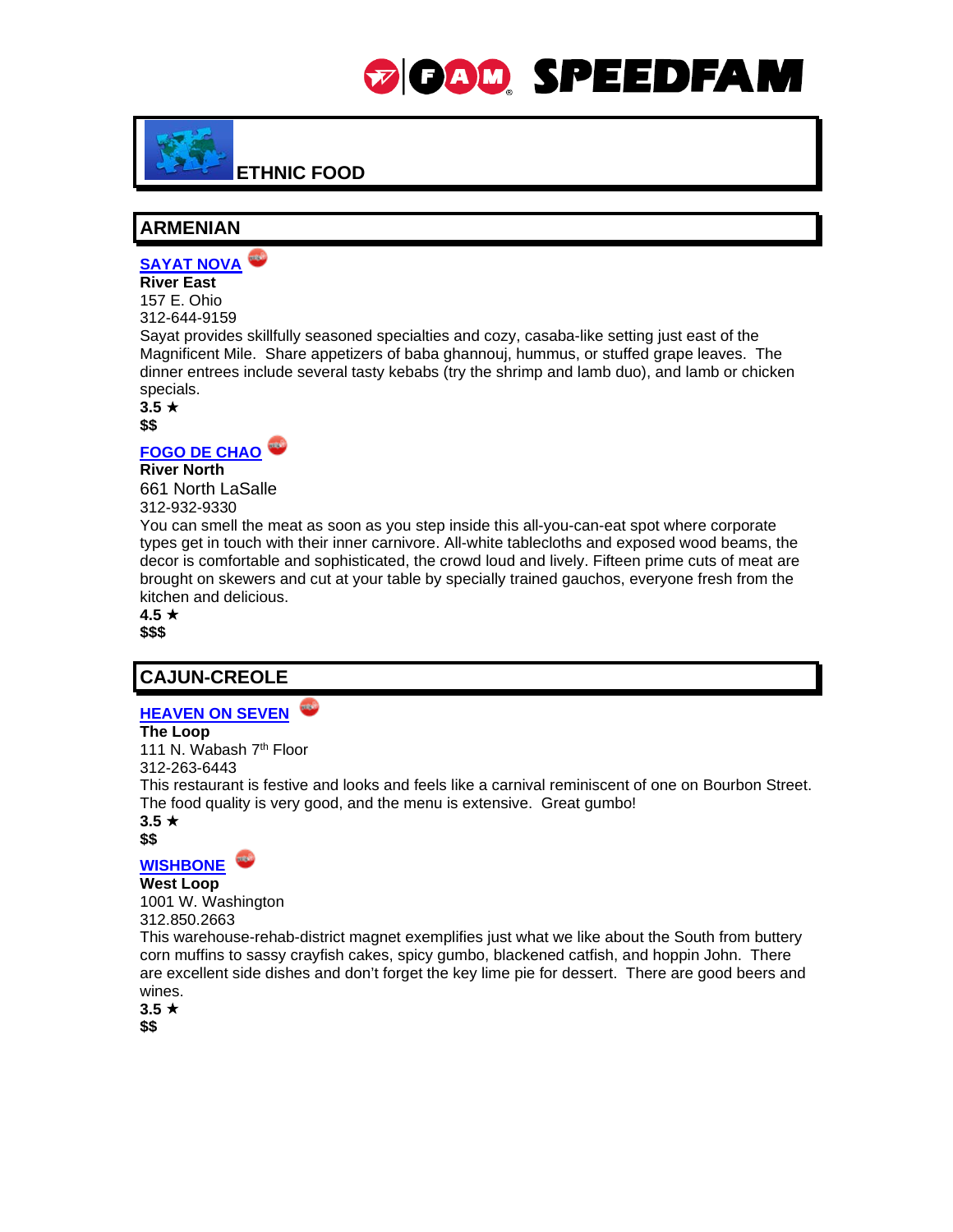# ETHNIC FOOD

## ARMENIAN

**SAYAT NOVA**
**River East**
157 E. Ohio
312-644-9159
Sayat provides skillfully seasoned specialties and cozy, casaba-like setting just east of the Magnificent Mile. Share appetizers of baba ghannouj, hummus, or stuffed grape leaves. The dinner entrees include several tasty kebabs (try the shrimp and lamb duo), and lamb or chicken specials.
**3.5 ★**
**$$**

**FOGO DE CHAO**
**River North**
661 North LaSalle
312-932-9330
You can smell the meat as soon as you step inside this all-you-can-eat spot where corporate types get in touch with their inner carnivore. All-white tablecloths and exposed wood beams, the decor is comfortable and sophisticated, the crowd loud and lively. Fifteen prime cuts of meat are brought on skewers and cut at your table by specially trained gauchos, everyone fresh from the kitchen and delicious.
**4.5 ★**
**$$$**

## CAJUN-CREOLE

**HEAVEN ON SEVEN**
**The Loop**
111 N. Wabash 7th Floor
312-263-6443
This restaurant is festive and looks and feels like a carnival reminiscent of one on Bourbon Street. The food quality is very good, and the menu is extensive. Great gumbo!
**3.5 ★**
**$$**

**WISHBONE**
**West Loop**
1001 W. Washington
312.850.2663
This warehouse-rehab-district magnet exemplifies just what we like about the South from buttery corn muffins to sassy crayfish cakes, spicy gumbo, blackened catfish, and hoppin John. There are excellent side dishes and don't forget the key lime pie for dessert. There are good beers and wines.
**3.5 ★**
**$$**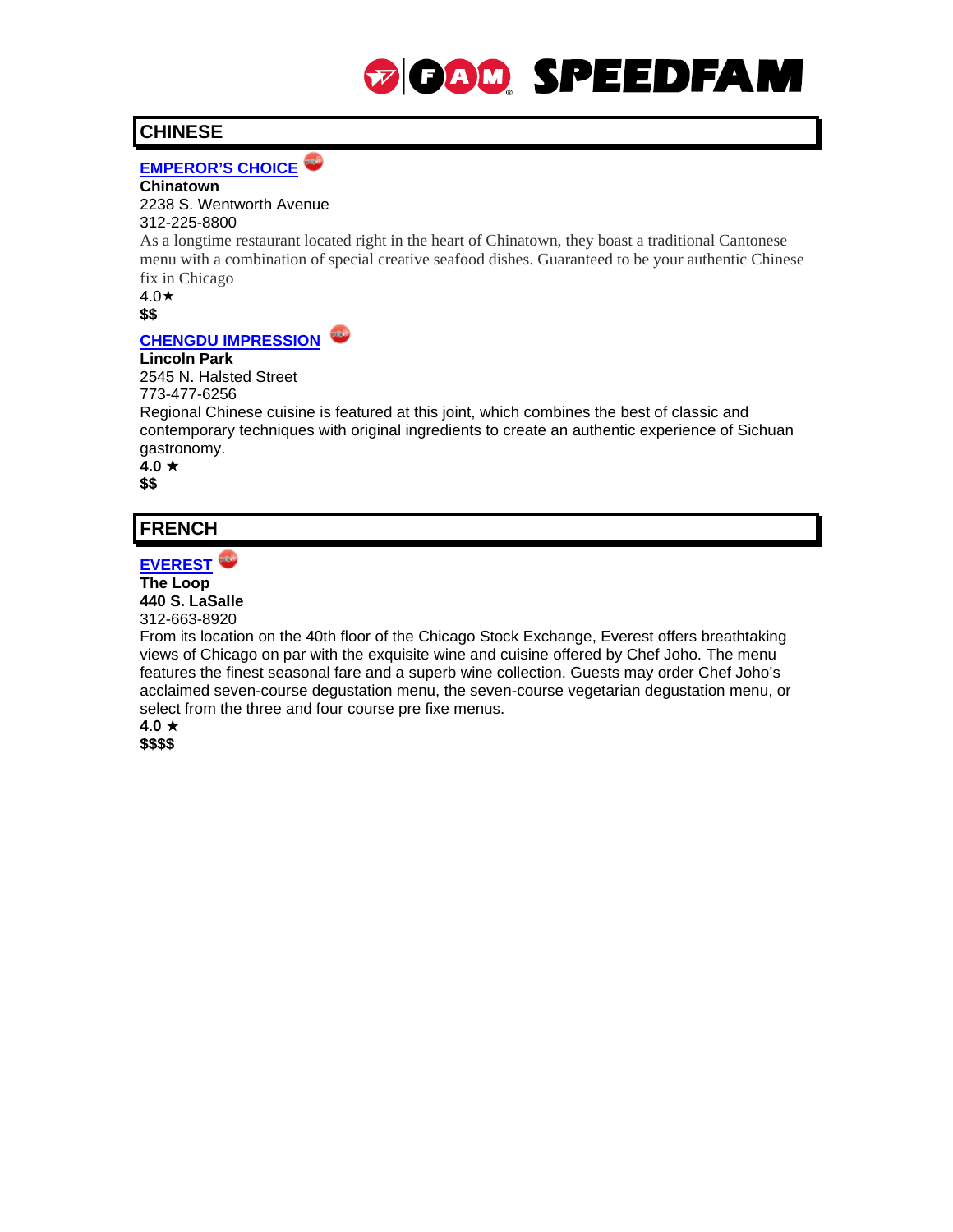## CHINESE

**EMPEROR'S CHOICE**
**Chinatown**
2238 S. Wentworth Avenue
312-225-8800
As a longtime restaurant located right in the heart of Chinatown, they boast a traditional Cantonese menu with a combination of special creative seafood dishes. Guaranteed to be your authentic Chinese fix in Chicago
4.0★
**$$**

**CHENGDU IMPRESSION**
**Lincoln Park**
2545 N. Halsted Street
773-477-6256
Regional Chinese cuisine is featured at this joint, which combines the best of classic and contemporary techniques with original ingredients to create an authentic experience of Sichuan gastronomy.
**4.0 ★**
**$$**

## FRENCH

**EVEREST**
**The Loop**
**440 S. LaSalle**
312-663-8920
From its location on the 40th floor of the Chicago Stock Exchange, Everest offers breathtaking views of Chicago on par with the exquisite wine and cuisine offered by Chef Joho. The menu features the finest seasonal fare and a superb wine collection. Guests may order Chef Joho's acclaimed seven-course degustation menu, the seven-course vegetarian degustation menu, or select from the three and four course pre fixe menus.
**4.0 ★**
**$$$$**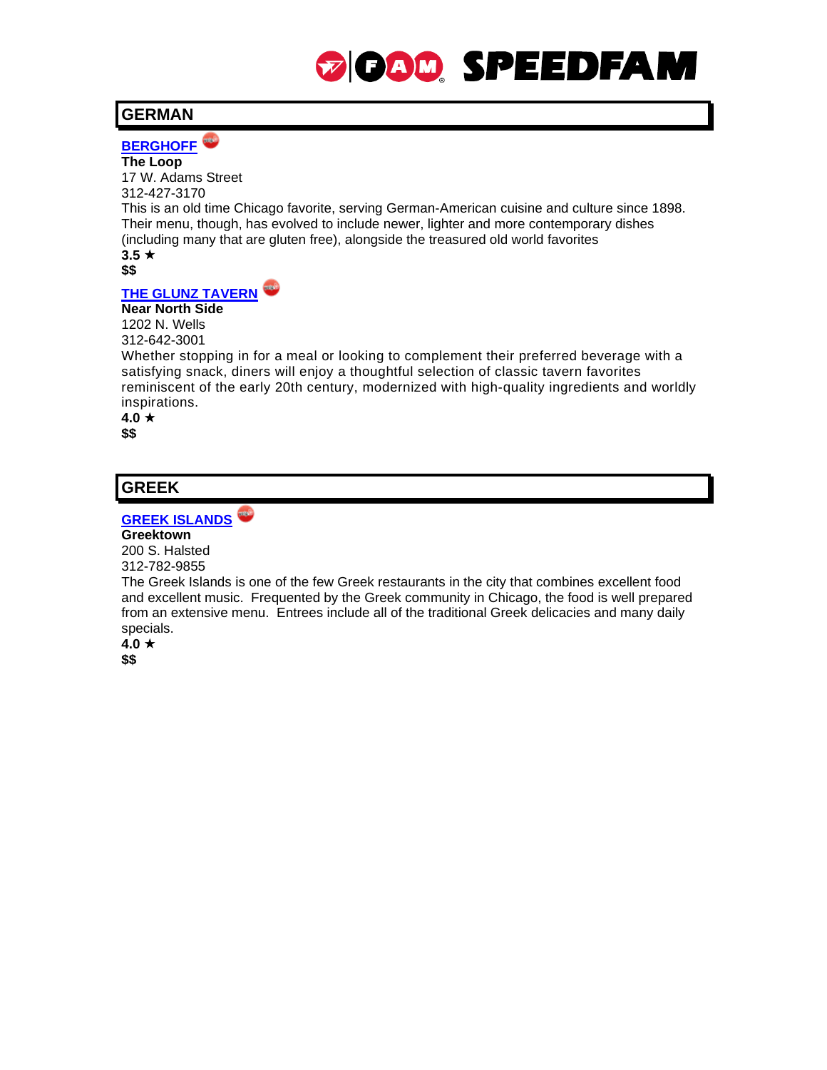## GERMAN

**BERGHOFF**
**The Loop**
17 W. Adams Street
312-427-3170
This is an old time Chicago favorite, serving German-American cuisine and culture since 1898. Their menu, though, has evolved to include newer, lighter and more contemporary dishes (including many that are gluten free), alongside the treasured old world favorites
**3.5 ★**
**$$**

**THE GLUNZ TAVERN**
**Near North Side**
1202 N. Wells
312-642-3001
Whether stopping in for a meal or looking to complement their preferred beverage with a satisfying snack, diners will enjoy a thoughtful selection of classic tavern favorites reminiscent of the early 20th century, modernized with high-quality ingredients and worldly inspirations.
**4.0 ★**
**$$**

## GREEK

**GREEK ISLANDS**
**Greektown**
200 S. Halsted
312-782-9855
The Greek Islands is one of the few Greek restaurants in the city that combines excellent food and excellent music. Frequented by the Greek community in Chicago, the food is well prepared from an extensive menu. Entrees include all of the traditional Greek delicacies and many daily specials.
**4.0 ★**
**$$**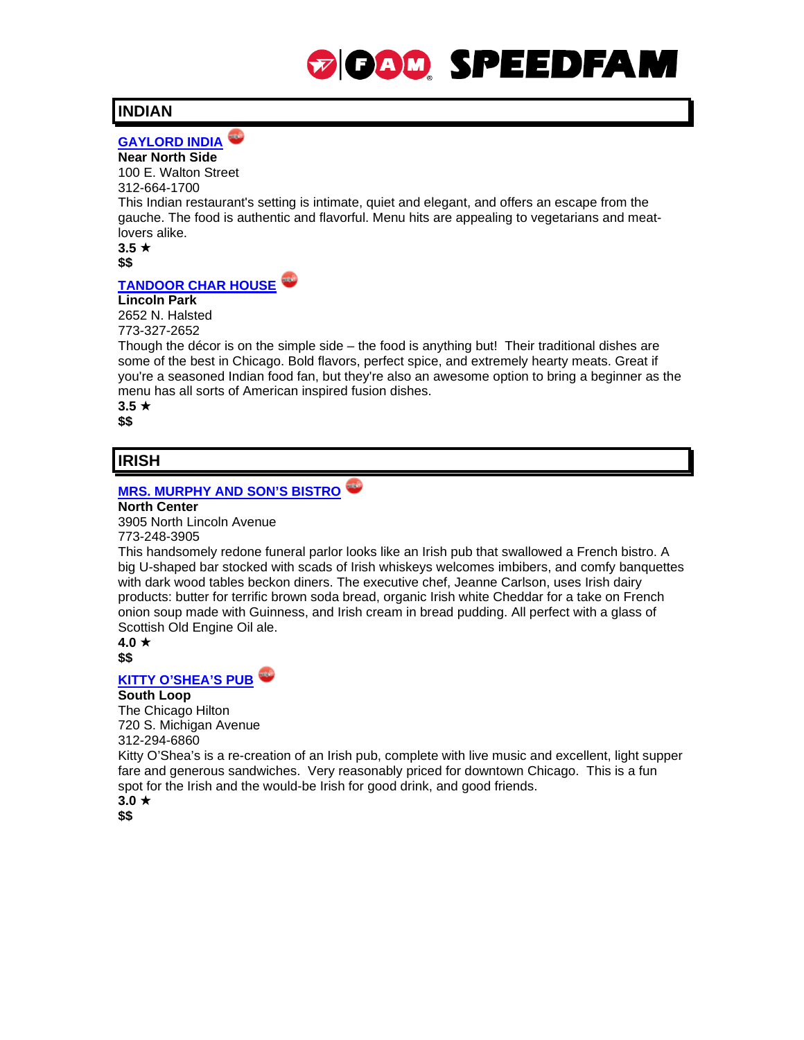## INDIAN

**GAYLORD INDIA**
**Near North Side**
100 E. Walton Street
312-664-1700
This Indian restaurant's setting is intimate, quiet and elegant, and offers an escape from the gauche. The food is authentic and flavorful. Menu hits are appealing to vegetarians and meat-lovers alike.
**3.5 ★**
**$$**

**TANDOOR CHAR HOUSE**
**Lincoln Park**
2652 N. Halsted
773-327-2652
Though the décor is on the simple side – the food is anything but! Their traditional dishes are some of the best in Chicago. Bold flavors, perfect spice, and extremely hearty meats. Great if you're a seasoned Indian food fan, but they're also an awesome option to bring a beginner as the menu has all sorts of American inspired fusion dishes.
**3.5 ★**
**$$**

## IRISH

**MRS. MURPHY AND SON'S BISTRO**
**North Center**
3905 North Lincoln Avenue
773-248-3905
This handsomely redone funeral parlor looks like an Irish pub that swallowed a French bistro. A big U-shaped bar stocked with scads of Irish whiskeys welcomes imbibers, and comfy banquettes with dark wood tables beckon diners. The executive chef, Jeanne Carlson, uses Irish dairy products: butter for terrific brown soda bread, organic Irish white Cheddar for a take on French onion soup made with Guinness, and Irish cream in bread pudding. All perfect with a glass of Scottish Old Engine Oil ale.
**4.0 ★**
**$$**

**KITTY O'SHEA'S PUB**
**South Loop**
The Chicago Hilton
720 S. Michigan Avenue
312-294-6860
Kitty O'Shea's is a re-creation of an Irish pub, complete with live music and excellent, light supper fare and generous sandwiches. Very reasonably priced for downtown Chicago. This is a fun spot for the Irish and the would-be Irish for good drink, and good friends.
**3.0 ★**
**$$**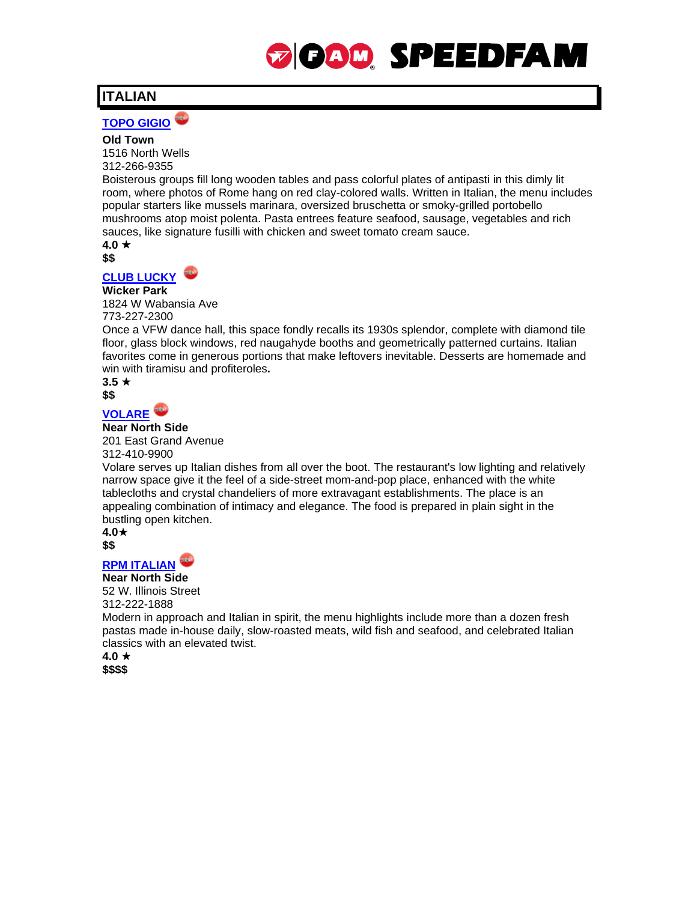## ITALIAN

**TOPO GIGIO**

**Old Town**
1516 North Wells
312-266-9355
Boisterous groups fill long wooden tables and pass colorful plates of antipasti in this dimly lit room, where photos of Rome hang on red clay-colored walls. Written in Italian, the menu includes popular starters like mussels marinara, oversized bruschetta or smoky-grilled portobello mushrooms atop moist polenta. Pasta entrees feature seafood, sausage, vegetables and rich sauces, like signature fusilli with chicken and sweet tomato cream sauce.
**4.0 ★**
**$$**

**CLUB LUCKY**

**Wicker Park**
1824 W Wabansia Ave
773-227-2300
Once a VFW dance hall, this space fondly recalls its 1930s splendor, complete with diamond tile floor, glass block windows, red naugahyde booths and geometrically patterned curtains. Italian favorites come in generous portions that make leftovers inevitable. Desserts are homemade and win with tiramisu and profiteroles**.**
**3.5 ★**
**$$**

**VOLARE**

**Near North Side**
201 East Grand Avenue
312-410-9900
Volare serves up Italian dishes from all over the boot. The restaurant's low lighting and relatively narrow space give it the feel of a side-street mom-and-pop place, enhanced with the white tablecloths and crystal chandeliers of more extravagant establishments. The place is an appealing combination of intimacy and elegance. The food is prepared in plain sight in the bustling open kitchen.
**4.0★**
**$$**

**RPM ITALIAN**

**Near North Side**
52 W. Illinois Street
312-222-1888
Modern in approach and Italian in spirit, the menu highlights include more than a dozen fresh pastas made in-house daily, slow-roasted meats, wild fish and seafood, and celebrated Italian classics with an elevated twist.
**4.0 ★**
**$$$$**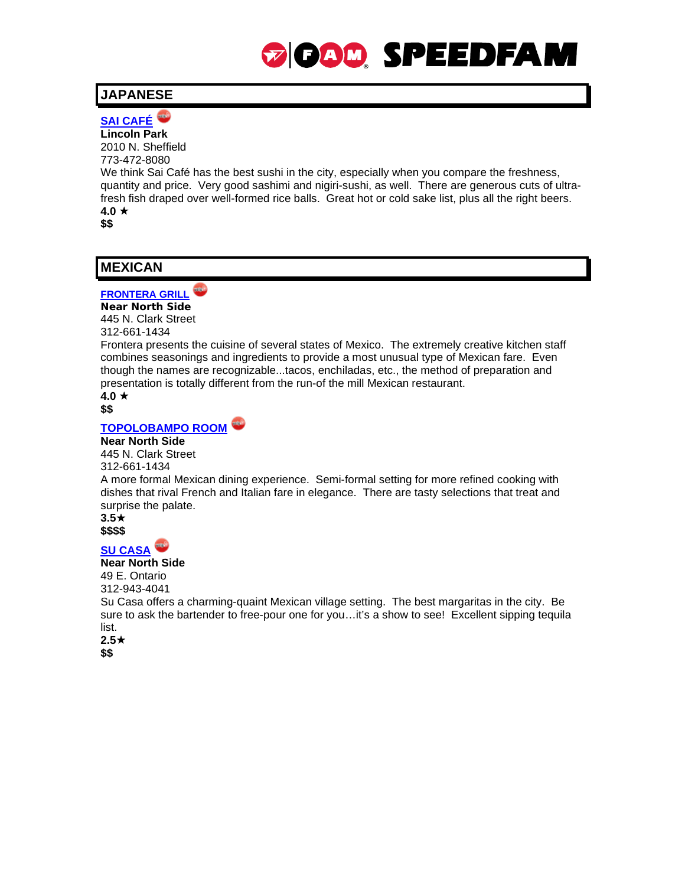## JAPANESE

**SAI CAFÉ**
**Lincoln Park**
2010 N. Sheffield
773-472-8080
We think Sai Café has the best sushi in the city, especially when you compare the freshness, quantity and price. Very good sashimi and nigiri-sushi, as well. There are generous cuts of ultra-fresh fish draped over well-formed rice balls. Great hot or cold sake list, plus all the right beers.
**4.0 ★**
**$$**

## MEXICAN

**FRONTERA GRILL**
**Near North Side**
445 N. Clark Street
312-661-1434
Frontera presents the cuisine of several states of Mexico. The extremely creative kitchen staff combines seasonings and ingredients to provide a most unusual type of Mexican fare. Even though the names are recognizable...tacos, enchiladas, etc., the method of preparation and presentation is totally different from the run-of the mill Mexican restaurant.
**4.0 ★**
**$$**

**TOPOLOBAMPO ROOM**
**Near North Side**
445 N. Clark Street
312-661-1434
A more formal Mexican dining experience. Semi-formal setting for more refined cooking with dishes that rival French and Italian fare in elegance. There are tasty selections that treat and surprise the palate.
**3.5★**
**$$$$**

**SU CASA**
**Near North Side**
49 E. Ontario
312-943-4041
Su Casa offers a charming-quaint Mexican village setting. The best margaritas in the city. Be sure to ask the bartender to free-pour one for you…it's a show to see! Excellent sipping tequila list.
**2.5★**
**$$**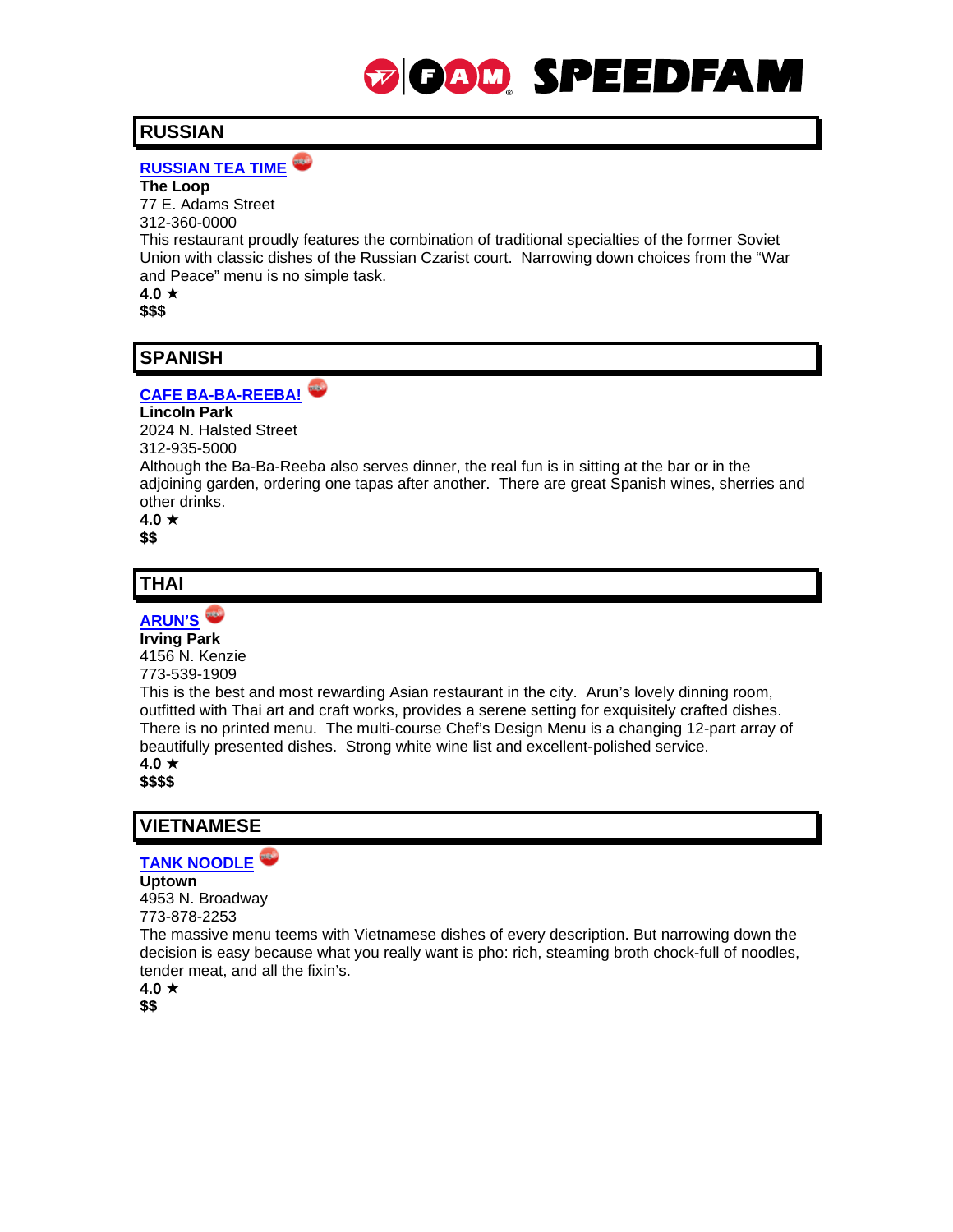## RUSSIAN

**RUSSIAN TEA TIME**
**The Loop**
77 E. Adams Street
312-360-0000
This restaurant proudly features the combination of traditional specialties of the former Soviet Union with classic dishes of the Russian Czarist court. Narrowing down choices from the "War and Peace" menu is no simple task.
**4.0 ★**
**$$$**

## SPANISH

**CAFE BA-BA-REEBA!**
**Lincoln Park**
2024 N. Halsted Street
312-935-5000
Although the Ba-Ba-Reeba also serves dinner, the real fun is in sitting at the bar or in the adjoining garden, ordering one tapas after another. There are great Spanish wines, sherries and other drinks.
**4.0 ★**
**$$**

## THAI

**ARUN'S**
**Irving Park**
4156 N. Kenzie
773-539-1909
This is the best and most rewarding Asian restaurant in the city. Arun's lovely dinning room, outfitted with Thai art and craft works, provides a serene setting for exquisitely crafted dishes. There is no printed menu. The multi-course Chef's Design Menu is a changing 12-part array of beautifully presented dishes. Strong white wine list and excellent-polished service.
**4.0 ★**
**$$$$**

## VIETNAMESE

**TANK NOODLE**
**Uptown**
4953 N. Broadway
773-878-2253
The massive menu teems with Vietnamese dishes of every description. But narrowing down the decision is easy because what you really want is pho: rich, steaming broth chock-full of noodles, tender meat, and all the fixin's.
**4.0 ★**
**$$**